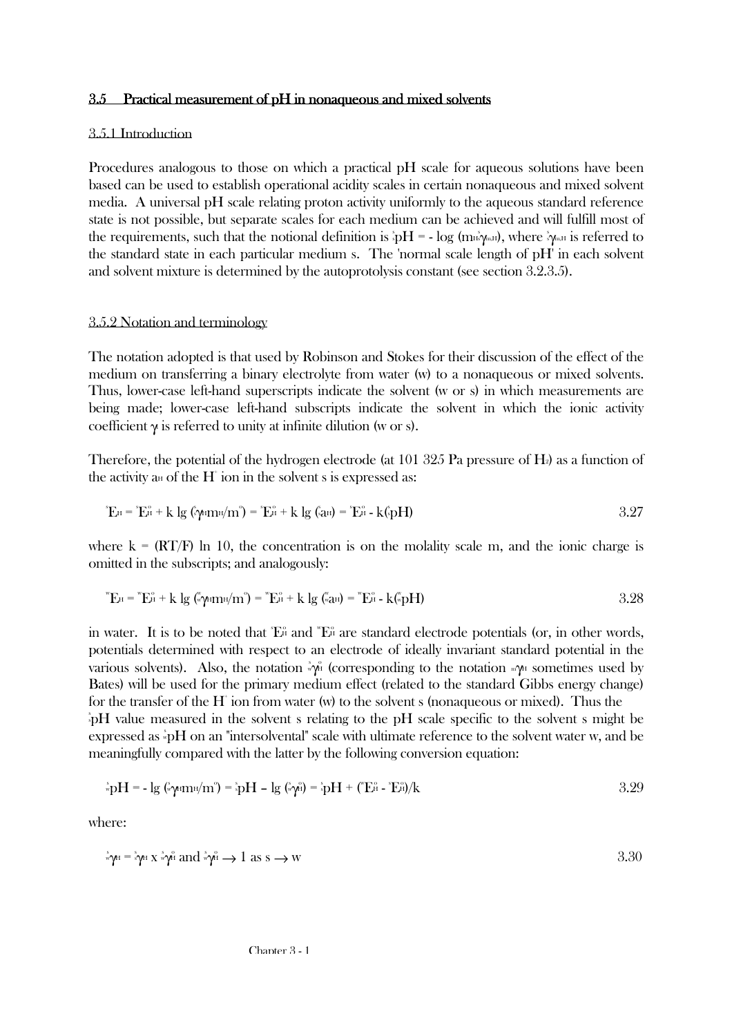## 3.5 Practical measurement of pH in nonaqueous and mixed solvents

### 3.5.1 Introduction

Procedures analogous to those on which a practical pH scale for aqueous solutions have been based can be used to establish operational acidity scales in certain nonaqueous and mixed solvent media. A universal pH scale relating proton activity uniformly to the aqueous standard reference state is not possible, but separate scales for each medium can be achieved and will fulfill most of the requirements, such that the notional definition is ${}^{s}_{s}pH = -\log(m_{H}\,{}^{s}_{s}\gamma_{m,H})$, where ${}^{s}_{s}\gamma_{m,H}$ is referred to the standard state in each particular medium s. The 'normal scale length of pH' in each solvent and solvent mixture is determined by the autoprotolysis constant (see section 3.2.3.5).

### 3.5.2 Notation and terminology

The notation adopted is that used by Robinson and Stokes for their discussion of the effect of the medium on transferring a binary electrolyte from water (w) to a nonaqueous or mixed solvents. Thus, lower-case left-hand superscripts indicate the solvent (w or s) in which measurements are being made; lower-case left-hand subscripts indicate the solvent in which the ionic activity coefficient $\gamma$ is referred to unity at infinite dilution (w or s).

Therefore, the potential of the hydrogen electrode (at 101 325 Pa pressure of $H_2$) as a function of the activity $a_H$ of the $H^+$ ion in the solvent s is expressed as:

$$
{}^{s}E_{H} = {}^{s}E^{o}_{H} + k\lg({}^{s}_{s}\gamma_{H} m_{H}/m^{o}) = {}^{s}E^{o}_{H} + k\lg({}^{s}_{s}a_{H}) = {}^{s}E^{o}_{H} - k({}^{s}_{s}pH) \qquad 3.27
$$

where $k = (RT/F)\ln 10$, the concentration is on the molality scale m, and the ionic charge is omitted in the subscripts; and analogously:

$$
{}^{w}E_{H} = {}^{w}E^{o}_{H} + k\lg({}^{w}_{w}\gamma_{H} m_{H}/m^{o}) = {}^{w}E^{o}_{H} + k\lg({}^{w}_{w}a_{H}) = {}^{w}E^{o}_{H} - k({}^{w}_{w}pH) \qquad 3.28
$$

in water. It is to be noted that ${}^{s}E^{o}_{H}$ and ${}^{w}E^{o}_{H}$ are standard electrode potentials (or, in other words, potentials determined with respect to an electrode of ideally invariant standard potential in the various solvents). Also, the notation ${}^{s}_{w}\gamma^{o}_{H}$ (corresponding to the notation ${}_{m}\gamma_{H}$ sometimes used by Bates) will be used for the primary medium effect (related to the standard Gibbs energy change) for the transfer of the $H^+$ ion from water (w) to the solvent s (nonaqueous or mixed). Thus the ${}^{s}_{s}pH$ value measured in the solvent s relating to the pH scale specific to the solvent s might be expressed as ${}^{s}_{w}pH$ on an "intersolvental" scale with ultimate reference to the solvent water w, and be meaningfully compared with the latter by the following conversion equation:

$$
{}^{s}_{w}pH = -\lg({}^{s}_{w}\gamma_{H} m_{H}/m^{o}) = {}^{s}_{s}pH - \lg({}^{s}_{w}\gamma^{o}_{H}) = {}^{s}_{s}pH + ({}^{w}E^{o}_{H} - {}^{s}E^{o}_{H})/k \qquad 3.29
$$

where:

$$
{}^{s}_{w}\gamma_{H} = {}^{s}_{s}\gamma_{H} \times {}^{s}_{w}\gamma^{o}_{H} \text{ and } {}^{s}_{w}\gamma^{o}_{H} \rightarrow 1 \text{ as } s \rightarrow w \qquad 3.30
$$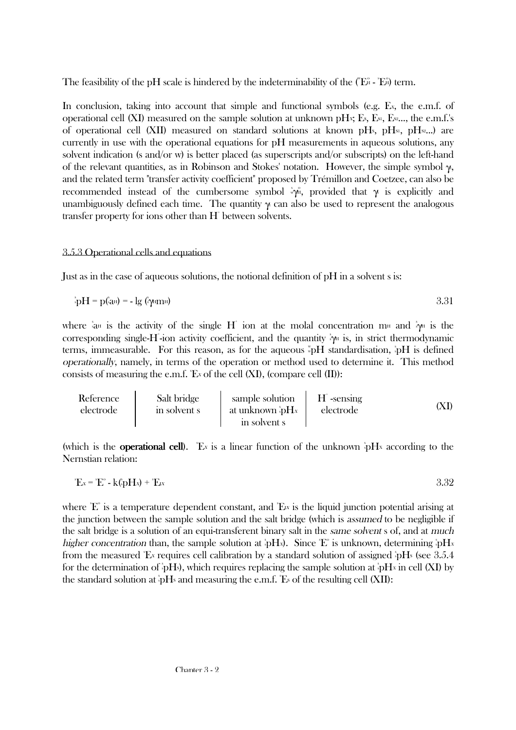The feasibility of the pH scale is hindered by the indeterminability of the (${}^{w}E^{o}_{H} - {}^{s}E^{o}_{H}$) term.

In conclusion, taking into account that simple and functional symbols (e.g. $E_x$, the e.m.f. of operational cell (XI) measured on the sample solution at unknown $pH_x$; $E_s$, $E_{s1}$, $E_{s2}$..., the e.m.f.'s of operational cell (XII) measured on standard solutions at known $pH_s$, $pH_{s1}$, $pH_{s2}$...) are currently in use with the operational equations for pH measurements in aqueous solutions, any solvent indication (s and/or w) is better placed (as superscripts and/or subscripts) on the left-hand of the relevant quantities, as in Robinson and Stokes' notation. However, the simple symbol $\gamma_t$ and the related term "transfer activity coefficient" proposed by Trémillon and Coetzee, can also be recommended instead of the cumbersome symbol ${}^{s}_{w}\gamma^{o}_{H}$, provided that $\gamma_t$ is explicitly and unambiguously defined each time. The quantity $\gamma_t$ can also be used to represent the analogous transfer property for ions other than $H^+$ between solvents.

### 3.5.3 Operational cells and equations

Just as in the case of aqueous solutions, the notional definition of pH in a solvent s is:

$$ {}^{s}_{s}pH = p({}^{s}_{s}a_H) = - \lg ({}^{s}\gamma_H m_H) \qquad 3.31 $$

where ${}^{s}_{s}a_H$ is the activity of the single $H^+$ ion at the molal concentration $m_H$ and ${}^{s}_{s}\gamma_H$ is the corresponding single-$H^+$-ion activity coefficient, and the quantity ${}^{s}_{s}\gamma_H$ is, in strict thermodynamic terms, immeasurable. For this reason, as for the aqueous ${}^{w}_{w}pH$ standardisation, ${}^{s}_{s}pH$ is defined *operationally*, namely, in terms of the operation or method used to determine it. This method consists of measuring the e.m.f. ${}^{s}E_x$ of the cell (XI), (compare cell (II)):

| Reference electrode | Salt bridge in solvent s | sample solution at unknown ${}^{s}_{s}pH_x$ in solvent s | $H^+$-sensing electrode | (XI) |
|---|---|---|---|---|

(which is the **operational cell**). ${}^{s}E_x$ is a linear function of the unknown ${}^{s}_{s}pH_x$ according to the Nernstian relation:

$$ {}^{s}E_x = {}^{s}E^{o} - k({}^{s}_{s}pH_x) + {}^{s}E_{jx} \qquad 3.32 $$

where ${}^{s}E^{o}$ is a temperature dependent constant, and ${}^{s}E_{jx}$ is the liquid junction potential arising at the junction between the sample solution and the salt bridge (which is *assumed* to be negligible if the salt bridge is a solution of an equi-transferent binary salt in the *same solvent* s of, and at *much higher concentration* than, the sample solution at ${}^{s}_{s}pH_x$). Since ${}^{s}E^{o}$ is unknown, determining ${}^{s}_{s}pH_x$ from the measured ${}^{s}E_x$ requires cell calibration by a standard solution of assigned ${}^{s}_{s}pH_s$ (see 3.5.4 for the determination of ${}^{s}_{s}pH_s$), which requires replacing the sample solution at ${}^{s}_{s}pH_x$ in cell (XI) by the standard solution at ${}^{s}_{s}pH_s$ and measuring the e.m.f. ${}^{s}E_s$ of the resulting cell (XII):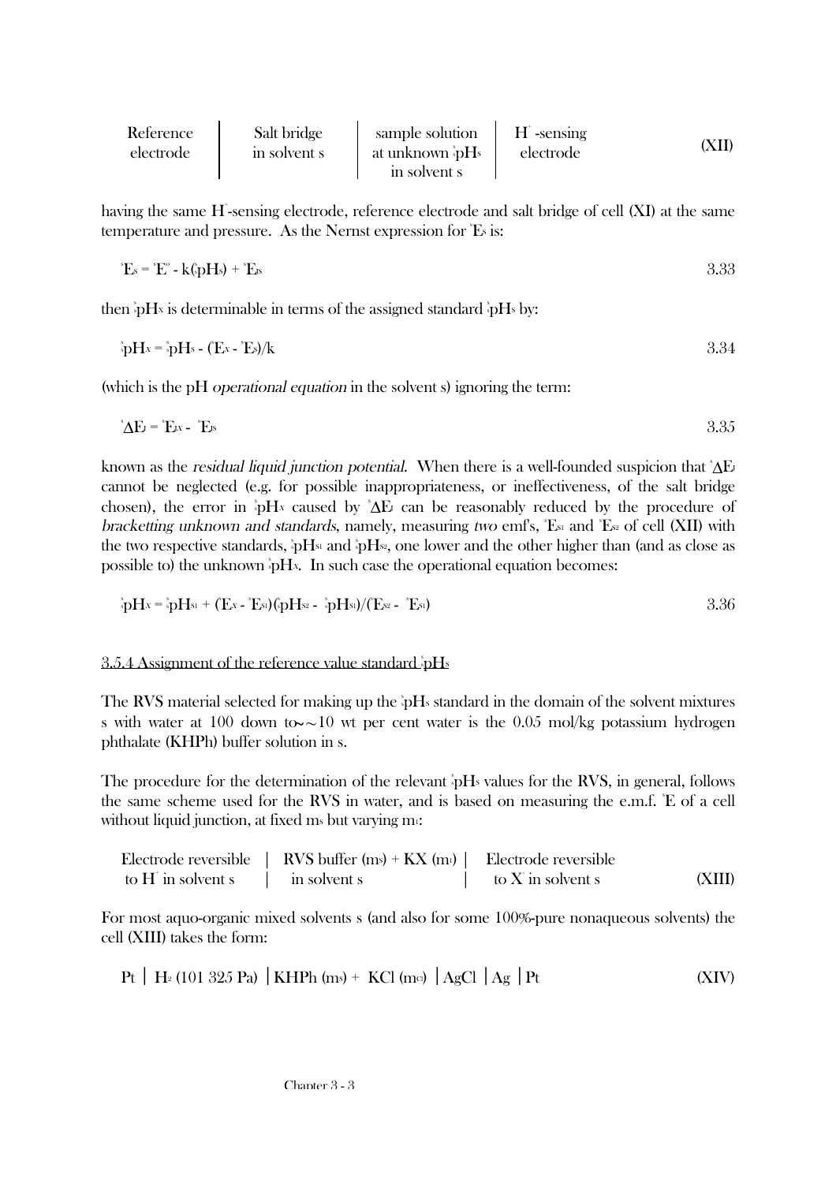| Reference electrode | Salt bridge in solvent s | sample solution at unknown ${}^{s}_{s}$pH$_{s}$ in solvent s | H$^{+}$-sensing electrode | (XII) |
|---|---|---|---|---|

having the same H$^{+}$-sensing electrode, reference electrode and salt bridge of cell (XI) at the same temperature and pressure. As the Nernst expression for ${}^{s}E_{s}$ is:

$$ {}^{s}E_{s} = {}^{s}E^{o} - k({}^{s}_{s}pH_{s}) + {}^{s}E_{js} \qquad 3.33 $$

then ${}^{s}_{s}$pH$_{x}$ is determinable in terms of the assigned standard ${}^{s}_{s}$pH$_{s}$ by:

$$ {}^{s}_{s}pH_{x} = {}^{s}_{s}pH_{s} - ({}^{s}E_{x} - {}^{s}E_{s})/k \qquad 3.34 $$

(which is the pH *operational equation* in the solvent s) ignoring the term:

$$ {}^{s}\Delta E_{J} = {}^{s}E_{jx} - {}^{s}E_{js} \qquad 3.35 $$

known as the *residual liquid junction potential*. When there is a well-founded suspicion that ${}^{s}\Delta E_{J}$ cannot be neglected (e.g. for possible inappropriateness, or ineffectiveness, of the salt bridge chosen), the error in ${}^{s}_{s}$pH$_{x}$ caused by ${}^{s}\Delta E_{J}$ can be reasonably reduced by the procedure of *bracketting unknown and standards*, namely, measuring *two* emf's, ${}^{s}E_{s1}$ and ${}^{s}E_{s2}$ of cell (XII) with the two respective standards, ${}^{s}_{s}$pH$_{s1}$ and ${}^{s}_{s}$pH$_{s2}$, one lower and the other higher than (and as close as possible to) the unknown ${}^{s}_{s}$pH$_{x}$. In such case the operational equation becomes:

$$ {}^{s}_{s}pH_{x} = {}^{s}_{s}pH_{s1} + ({}^{s}E_{x} - {}^{s}E_{s1})({}^{s}_{s}pH_{s2} - {}^{s}_{s}pH_{s1})/({}^{s}E_{s2} - {}^{s}E_{s1}) \qquad 3.36 $$

### 3.5.4 Assignment of the reference value standard ${}^{s}_{s}$pH$_{s}$

The **RVS** material selected for making up the ${}^{s}_{s}$pH$_{s}$ standard in the domain of the solvent mixtures s with water at 100 down to ~10 wt per cent water is the 0.05 mol/kg potassium hydrogen phthalate (KHPh) buffer solution in s.

The procedure for the determination of the relevant ${}^{s}_{s}$pH$_{s}$ values for the **RVS**, in general, follows the same scheme used for the **RVS** in water, and is based on measuring the e.m.f. ${}^{s}E$ of a cell without liquid junction, at fixed $m_{s}$ but varying $m_{1}$:

| Electrode reversible to H$^{+}$ in solvent s | RVS buffer ($m_{s}$) + KX ($m_{1}$) in solvent s | Electrode reversible to X$^{-}$ in solvent s | (XIII) |
|---|---|---|---|

For most aquo-organic mixed solvents s (and also for some 100%-pure nonaqueous solvents) the cell (XIII) takes the form:

$$ Pt \mid H_{2}\,(101\,325\,Pa) \mid KHPh\,(m_{s}) + KCl\,(m_{Cl}) \mid AgCl \mid Ag \mid Pt \qquad (XIV) $$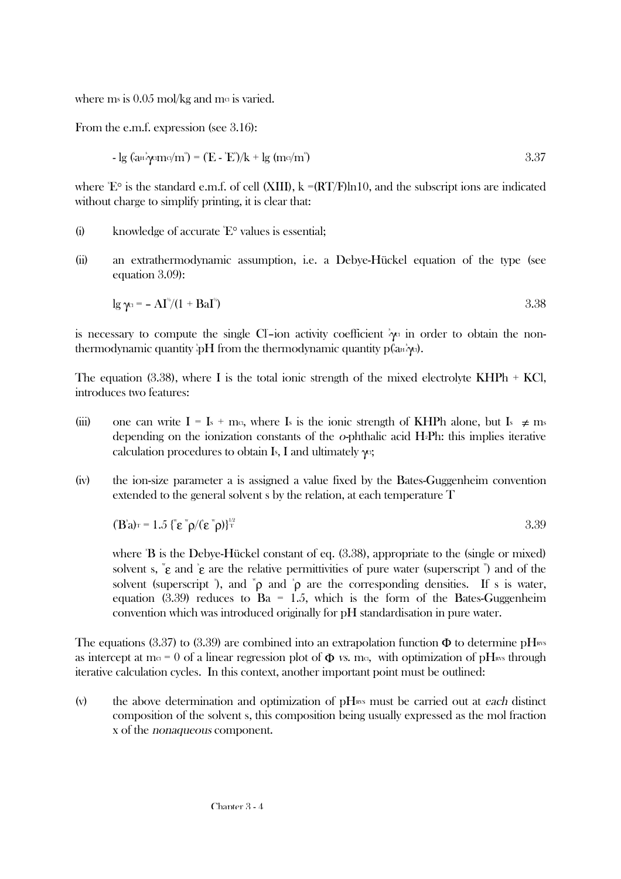where $m_s$ is 0.05 mol/kg and $m_{Cl}$ is varied.

From the e.m.f. expression (see 3.16):

$$- \lg ({}^s a_H {}^s\gamma_{Cl} m_{Cl}/m^\circ) = ({}^s E - {}^s E^\circ)/k + \lg (m_{Cl}/m^\circ) \qquad 3.37$$

where ${}^s E^\circ$ is the standard e.m.f. of cell (XIII), $k = (RT/F)\ln 10$, and the subscript ions are indicated without charge to simplify printing, it is clear that:

(i) knowledge of accurate ${}^s E^\circ$ values is essential;

(ii) an extrathermodynamic assumption, i.e. a Debye-Hückel equation of the type (see equation 3.09):

$$\lg \gamma_{Cl} = - A I^{½}/(1 + B a I^{½}) \qquad 3.38$$

is necessary to compute the single $Cl^-$–ion activity coefficient ${}^s\gamma_{Cl}$ in order to obtain the non-thermodynamic quantity ${}^s$pH from the thermodynamic quantity $p({}^s a_H {}^s\gamma_{Cl})$.

The equation (3.38), where I is the total ionic strength of the mixed electrolyte KHPh + KCl, introduces two features:

(iii) one can write $I = I_s + m_{Cl}$, where $I_s$ is the ionic strength of KHPh alone, but $I_s \neq m_s$ depending on the ionization constants of the *o*-phthalic acid $H_2Ph$: this implies iterative calculation procedures to obtain $I_s$, I and ultimately $\gamma_{Cl}$;

(iv) the ion-size parameter a is assigned a value fixed by the Bates-Guggenheim convention extended to the general solvent s by the relation, at each temperature T

$$({}^s B\, a)_T = 1.5 \{{}^w\varepsilon\, {}^w\rho/({}^s\varepsilon\, {}^w\rho)\}_T^{1/2} \qquad 3.39$$

where ${}^s B$ is the Debye-Hückel constant of eq. (3.38), appropriate to the (single or mixed) solvent s, ${}^w\varepsilon$ and ${}^s\varepsilon$ are the relative permittivities of pure water (superscript ${}^w$) and of the solvent (superscript ${}^s$), and ${}^w\rho$ and ${}^s\rho$ are the corresponding densities. If s is water, equation (3.39) reduces to $Ba = 1.5$, which is the form of the Bates-Guggenheim convention which was introduced originally for pH standardisation in pure water.

The equations (3.37) to (3.39) are combined into an extrapolation function $\Phi$ to determine $pH_{RVS}$ as intercept at $m_{Cl} = 0$ of a linear regression plot of $\Phi$ *vs.* $m_{Cl}$, with optimization of $pH_{RVS}$ through iterative calculation cycles. In this context, another important point must be outlined:

(v) the above determination and optimization of $pH_{RVS}$ must be carried out at *each* distinct composition of the solvent s, this composition being usually expressed as the mol fraction x of the *nonaqueous* component.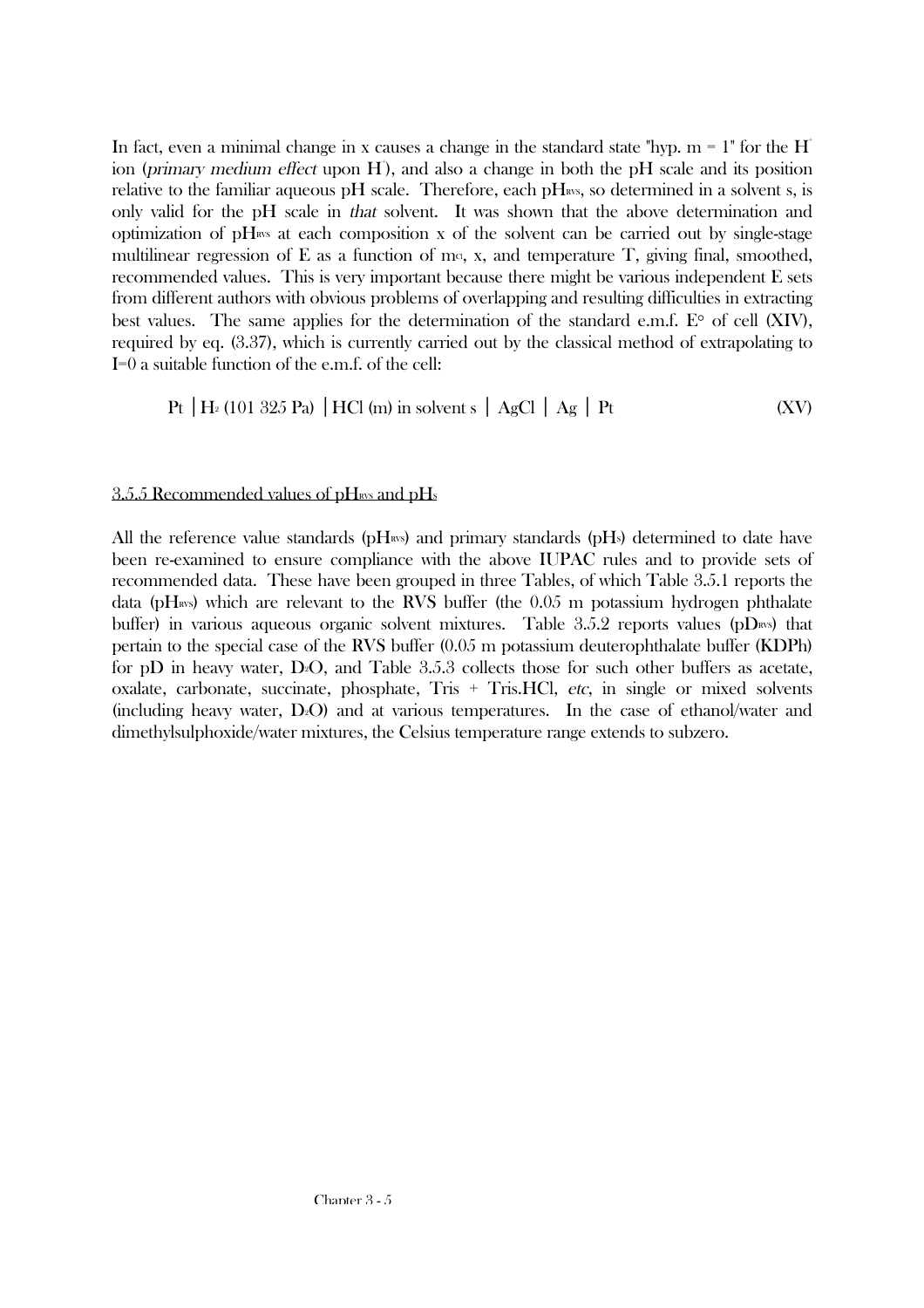In fact, even a minimal change in x causes a change in the standard state "hyp. m = 1" for the $H^+$ ion (*primary medium effect* upon $H^+$), and also a change in both the pH scale and its position relative to the familiar aqueous pH scale. Therefore, each $pH_{RVS}$, so determined in a solvent s, is only valid for the pH scale in *that* solvent. It was shown that the above determination and optimization of $pH_{RVS}$ at each composition x of the solvent can be carried out by single-stage multilinear regression of E as a function of $m_{Cl}$, x, and temperature T, giving final, smoothed, recommended values. This is very important because there might be various independent E sets from different authors with obvious problems of overlapping and resulting difficulties in extracting best values. The same applies for the determination of the standard e.m.f. $E^\circ$ of cell (XIV), required by eq. (3.37), which is currently carried out by the classical method of extrapolating to I=0 a suitable function of the e.m.f. of the cell:

$$\text{Pt} \mid H_2 \text{ (101 325 Pa)} \mid \text{HCl (m) in solvent s} \mid \text{AgCl} \mid \text{Ag} \mid \text{Pt} \qquad \text{(XV)}$$

### 3.5.5 Recommended values of $pH_{RVS}$ and $pH_S$

All the reference value standards ($pH_{RVS}$) and primary standards ($pH_S$) determined to date have been re-examined to ensure compliance with the above IUPAC rules and to provide sets of recommended data. These have been grouped in three Tables, of which Table 3.5.1 reports the data ($pH_{RVS}$) which are relevant to the RVS buffer (the 0.05 m potassium hydrogen phthalate buffer) in various aqueous organic solvent mixtures. Table 3.5.2 reports values ($pD_{RVS}$) that pertain to the special case of the RVS buffer (0.05 m potassium deuterophthalate buffer (KDPh) for pD in heavy water, $D_2O$, and Table 3.5.3 collects those for such other buffers as acetate, oxalate, carbonate, succinate, phosphate, Tris + Tris.HCl, *etc*, in single or mixed solvents (including heavy water, $D_2O$) and at various temperatures. In the case of ethanol/water and dimethylsulphoxide/water mixtures, the Celsius temperature range extends to subzero.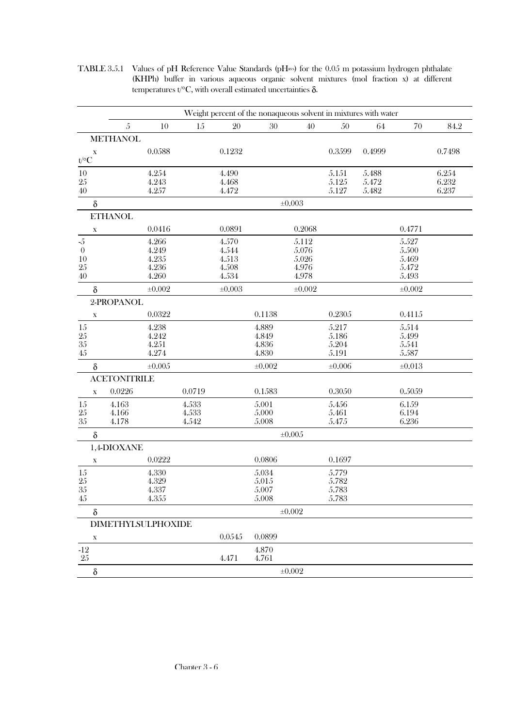TABLE 3.5.1 Values of pH Reference Value Standards ($pH_{RVS}$) for the 0.05 m potassium hydrogen phthalate (KHPh) buffer in various aqueous organic solvent mixtures (mol fraction x) at different temperatures t/°C, with overall estimated uncertainties δ.

| | Weight percent of the nonaqueous solvent in mixtures with water | | | | | | | | | |
|---|---|---|---|---|---|---|---|---|---|---|
| | 5 | 10 | 15 | 20 | 30 | 40 | 50 | 64 | 70 | 84.2 |
| **METHANOL** | | | | | | | | | | |
| x | | 0.0588 | | 0.1232 | | | 0.3599 | 0.4999 | | 0.7498 |
| t/°C | | | | | | | | | | |
| 10 | | 4.254 | | 4.490 | | | 5.151 | 5.488 | | 6.254 |
| 25 | | 4.243 | | 4.468 | | | 5.125 | 5.472 | | 6.232 |
| 40 | | 4.257 | | 4.472 | | | 5.127 | 5.482 | | 6.237 |
| δ | ±0.003 | | | | | | | | | |
| **ETHANOL** | | | | | | | | | | |
| x | | 0.0416 | | 0.0891 | | 0.2068 | | | 0.4771 | |
| -5 | | 4.266 | | 4.570 | | 5.112 | | | 5.527 | |
| 0 | | 4.249 | | 4.544 | | 5.076 | | | 5.500 | |
| 10 | | 4.235 | | 4.513 | | 5.026 | | | 5.469 | |
| 25 | | 4.236 | | 4.508 | | 4.976 | | | 5.472 | |
| 40 | | 4.260 | | 4.534 | | 4.978 | | | 5.493 | |
| δ | | ±0.002 | | ±0.003 | | ±0.002 | | | ±0.002 | |
| **2-PROPANOL** | | | | | | | | | | |
| x | | 0.0322 | | | 0.1138 | | 0.2305 | | 0.4115 | |
| 15 | | 4.238 | | | 4.889 | | 5.217 | | 5.514 | |
| 25 | | 4.242 | | | 4.849 | | 5.186 | | 5.499 | |
| 35 | | 4.251 | | | 4.836 | | 5.204 | | 5.541 | |
| 45 | | 4.274 | | | 4.830 | | 5.191 | | 5.587 | |
| δ | | ±0.005 | | | ±0.002 | | ±0.006 | | ±0.013 | |
| **ACETONITRILE** | | | | | | | | | | |
| x | 0.0226 | | 0.0719 | | 0.1583 | | 0.3050 | | 0.5059 | |
| 15 | 4.163 | | 4.533 | | 5.001 | | 5.456 | | 6.159 | |
| 25 | 4.166 | | 4.533 | | 5.000 | | 5.461 | | 6.194 | |
| 35 | 4.178 | | 4.542 | | 5.008 | | 5.475 | | 6.236 | |
| δ | ±0.005 | | | | | | | | | |
| **1,4-DIOXANE** | | | | | | | | | | |
| x | | 0.0222 | | | 0.0806 | | 0.1697 | | | |
| 15 | | 4.330 | | | 5.034 | | 5.779 | | | |
| 25 | | 4.329 | | | 5.015 | | 5.782 | | | |
| 35 | | 4.337 | | | 5.007 | | 5.783 | | | |
| 45 | | 4.355 | | | 5.008 | | 5.783 | | | |
| δ | ±0.002 | | | | | | | | | |
| **DIMETHYLSULPHOXIDE** | | | | | | | | | | |
| x | | | | 0.0545 | 0.0899 | | | | | |
| -12 | | | | | 4.870 | | | | | |
| 25 | | | | 4.471 | 4.761 | | | | | |
| δ | ±0.002 | | | | | | | | | |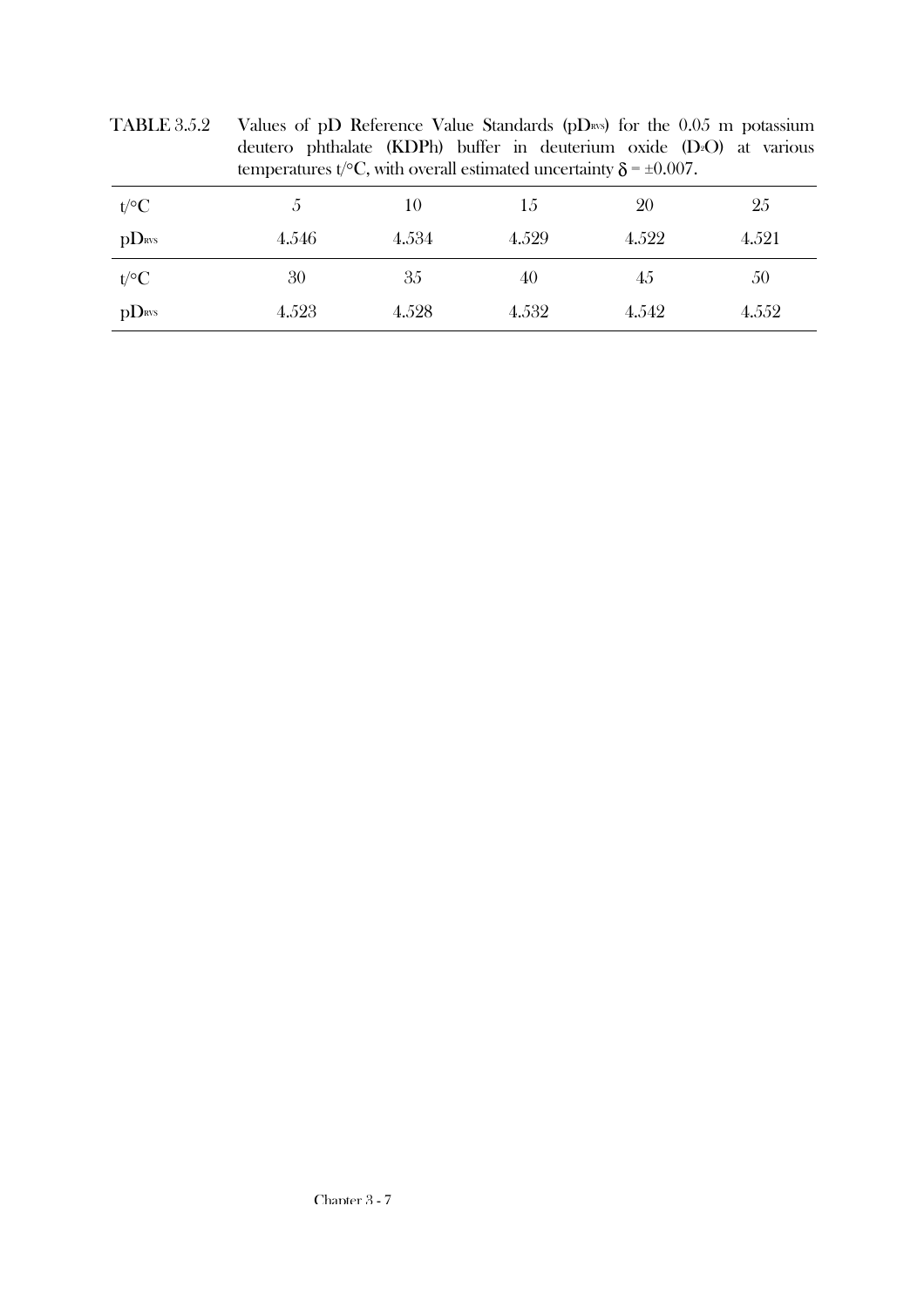TABLE 3.5.2 Values of pD Reference Value Standards ($pD_{RVS}$) for the 0.05 m potassium deutero phthalate (KDPh) buffer in deuterium oxide ($D_2O$) at various temperatures t/°C, with overall estimated uncertainty $\delta = \pm 0.007$.

| t/°C | 5 | 10 | 15 | 20 | 25 |
|---|---|---|---|---|---|
| $pD_{RVS}$ | 4.546 | 4.534 | 4.529 | 4.522 | 4.521 |
| t/°C | 30 | 35 | 40 | 45 | 50 |
| $pD_{RVS}$ | 4.523 | 4.528 | 4.532 | 4.542 | 4.552 |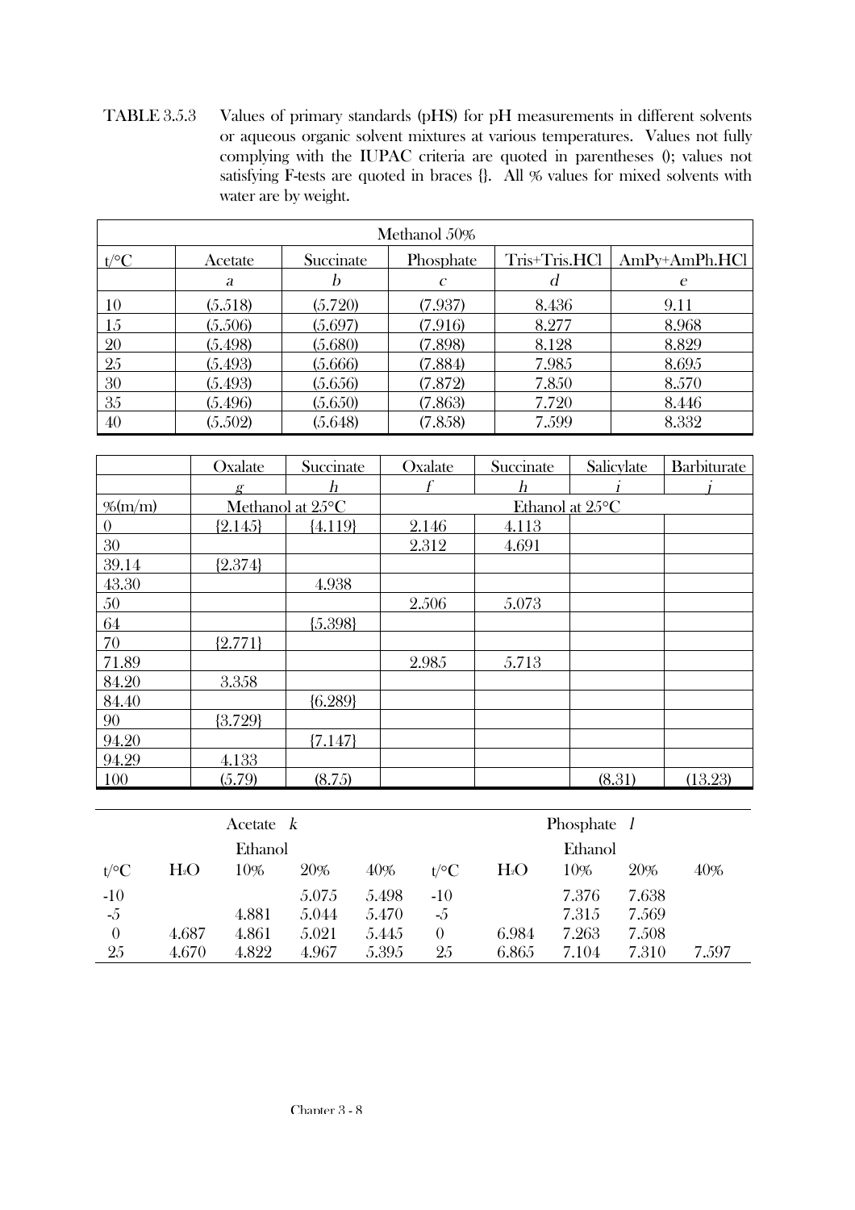TABLE 3.5.3 Values of primary standards (pHS) for pH measurements in different solvents or aqueous organic solvent mixtures at various temperatures. Values not fully complying with the IUPAC criteria are quoted in parentheses (); values not satisfying F-tests are quoted in braces {}. All % values for mixed solvents with water are by weight.

| Methanol 50% | | | | | |
|---|---|---|---|---|---|
| t/°C | Acetate | Succinate | Phosphate | Tris+Tris.HCl | AmPy+AmPh.HCl |
| | *a* | *b* | *c* | *d* | *e* |
| 10 | (5.518) | (5.720) | (7.937) | 8.436 | 9.11 |
| 15 | (5.506) | (5.697) | (7.916) | 8.277 | 8.968 |
| 20 | (5.498) | (5.680) | (7.898) | 8.128 | 8.829 |
| 25 | (5.493) | (5.666) | (7.884) | 7.985 | 8.695 |
| 30 | (5.493) | (5.656) | (7.872) | 7.850 | 8.570 |
| 35 | (5.496) | (5.650) | (7.863) | 7.720 | 8.446 |
| 40 | (5.502) | (5.648) | (7.858) | 7.599 | 8.332 |

| | Oxalate | Succinate | Oxalate | Succinate | Salicylate | Barbiturate |
|---|---|---|---|---|---|---|
| | *g* | *h* | *f* | *h* | *i* | *j* |
| %(m/m) | Methanol at 25°C | | Ethanol at 25°C | | | |
| 0 | {2.145} | {4.119} | 2.146 | 4.113 | | |
| 30 | | | 2.312 | 4.691 | | |
| 39.14 | {2.374} | | | | | |
| 43.30 | | 4.938 | | | | |
| 50 | | | 2.506 | 5.073 | | |
| 64 | | {5.398} | | | | |
| 70 | {2.771} | | | | | |
| 71.89 | | | 2.985 | 5.713 | | |
| 84.20 | 3.358 | | | | | |
| 84.40 | | {6.289} | | | | |
| 90 | {3.729} | | | | | |
| 94.20 | | {7.147} | | | | |
| 94.29 | 4.133 | | | | | |
| 100 | (5.79) | (8.75) | | | (8.31) | (13.23) |

| Acetate *k* | | | | | Phosphate *l* | | | | |
|---|---|---|---|---|---|---|---|---|---|
| | | Ethanol | | | | | Ethanol | | |
| t/°C | $H_2O$ | 10% | 20% | 40% | t/°C | $H_2O$ | 10% | 20% | 40% |
| -10 | | | 5.075 | 5.498 | -10 | | 7.376 | 7.638 | |
| -5 | | 4.881 | 5.044 | 5.470 | -5 | | 7.315 | 7.569 | |
| 0 | 4.687 | 4.861 | 5.021 | 5.445 | 0 | 6.984 | 7.263 | 7.508 | |
| 25 | 4.670 | 4.822 | 4.967 | 5.395 | 25 | 6.865 | 7.104 | 7.310 | 7.597 |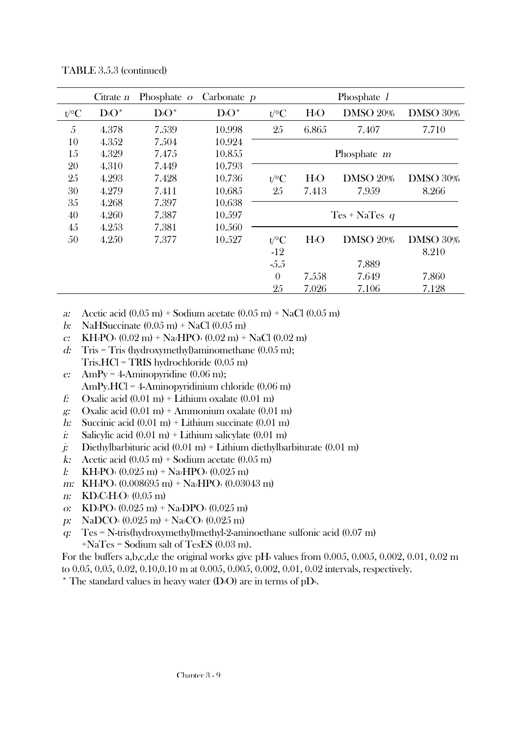TABLE 3.5.3 (continued)

| | Citrate *n* | Phosphate *o* | Carbonate *p* | | Phosphate *l* | | |
|---|---|---|---|---|---|---|---|
| t/°C | $D_2O$* | $D_2O$* | $D_2O$* | t/°C | $H_2O$ | DMSO 20% | DMSO 30% |
| 5 | 4.378 | 7.539 | 10.998 | 25 | 6.865 | 7.407 | 7.710 |
| 10 | 4.352 | 7.504 | 10.924 | | | | |
| 15 | 4.329 | 7.475 | 10.855 | | Phosphate *m* | | |
| 20 | 4.310 | 7.449 | 10.793 | | | | |
| 25 | 4.293 | 7.428 | 10.736 | t/°C | $H_2O$ | DMSO 20% | DMSO 30% |
| 30 | 4.279 | 7.411 | 10.685 | 25 | 7.413 | 7.959 | 8.266 |
| 35 | 4.268 | 7.397 | 10.638 | | | | |
| 40 | 4.260 | 7.387 | 10.597 | | Tes + NaTes *q* | | |
| 45 | 4.253 | 7.381 | 10.560 | | | | |
| 50 | 4.250 | 7.377 | 10.527 | t/°C | $H_2O$ | DMSO 20% | DMSO 30% |
| | | | | -12 | | | 8.210 |
| | | | | -5.5 | | 7.889 | |
| | | | | 0 | 7.558 | 7.649 | 7.860 |
| | | | | 25 | 7.026 | 7.106 | 7.128 |

*a:* Acetic acid (0.05 m) + Sodium acetate (0.05 m) + NaCl (0.05 m)
*b:* NaHSuccinate (0.05 m) + NaCl (0.05 m)
*c:* $KH_2PO_4$ (0.02 m) + $Na_2HPO_4$ (0.02 m) + NaCl (0.02 m)
*d:* Tris = Tris (hydroxymethyl)aminomethane (0.05 m);
Tris.HCl = TRIS hydrochloride (0.05 m)
*e:* AmPy = 4-Aminopyridine (0.06 m);
AmPy.HCl = 4-Aminopyridinium chloride (0.06 m)
*f:* Oxalic acid (0.01 m) + Lithium oxalate (0.01 m)
*g:* Oxalic acid (0.01 m) + Ammonium oxalate (0.01 m)
*h:* Succinic acid (0.01 m) + Lithium succinate (0.01 m)
*i:* Salicylic acid (0.01 m) + Lithium salicylate (0.01 m)
*j:* Diethylbarbituric acid (0.01 m) + Lithium diethylbarbiturate (0.01 m)
*k:* Acetic acid (0.05 m) + Sodium acetate (0.05 m)
*l:* $KH_2PO_4$ (0.025 m) + $Na_2HPO_4$ (0.025 m)
*m:* $KH_2PO_4$ (0.008695 m) + $Na_2HPO_4$ (0.03043 m)
*n:* $KD_2C_6H_5O_7$ (0.05 m)
*o:* $KD_2PO_4$ (0.025 m) + $Na_2DPO_4$ (0.025 m)
*p:* $NaDCO_3$ (0.025 m) + $Na_2CO_3$ (0.025 m)
*q:* Tes = N-tris(hydroxymethyl)methyl-2-aminoethane sulfonic acid (0.07 m)
+NaTes = Sodium salt of TesES (0.03 m).

For the buffers a,b,c,d,e the original works give $pH_s$ values from 0.005, 0.005, 0.002, 0.01, 0.02 m to 0.05, 0.05, 0.02, 0.10,0.10 m at 0.005, 0.005, 0.002, 0.01, 0.02 intervals, respectively.

\* The standard values in heavy water ($D_2O$) are in terms of $pD_s$.